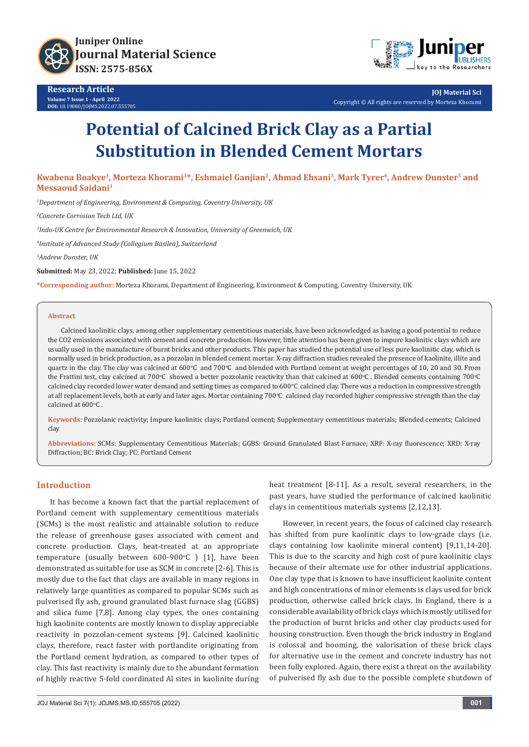Research Article

Volume 7 Issue 1 - April 2022
DOI: 10.19080/JOJMS.2022.07.555705

Copyright © All rights are reserved by Morteza Khorami

# Potential of Calcined Brick Clay as a Partial Substitution in Blended Cement Mortars

**Kwabena Boakye[1], Morteza Khorami[1]*, Eshmaiel Ganjian[2], Ahmad Ehsani[3], Mark Tyrer[4], Andrew Dunster[5] and Messaoud Saidani[1]**

*[1]Department of Engineering, Environment & Computing, Coventry University, UK*

*[2]Concrete Corrosion Tech Ltd, UK*

*[3]Indo-UK Centre for Environmental Research & Innovation, University of Greenwich, UK*

*[4]Institute of Advanced Study (Collegium Basilea), Switzerland*

*[5]Andrew Dunster, UK*

**Submitted:** May 23, 2022; **Published:** June 15, 2022

***Corresponding author:** Morteza Khorami, Department of Engineering, Environment & Computing, Coventry University, UK

## Abstract

Calcined kaolinitic clays, among other supplementary cementitious materials, have been acknowledged as having a good potential to reduce the CO2 emissions associated with cement and concrete production. However, little attention has been given to impure kaolinitic clays which are usually used in the manufacture of burnt bricks and other products. This paper has studied the potential use of less pure kaolinitic clay, which is normally used in brick production, as a pozzolan in blended cement mortar. X-ray diffraction studies revealed the presence of kaolinite, illite and quartz in the clay. The clay was calcined at 600°C and 700°C and blended with Portland cement at weight percentages of 10, 20 and 30. From the Frattini test, clay calcined at 700°C showed a better pozzolanic reactivity than that calcined at 600°C. Blended cements containing 700°C calcined clay recorded lower water demand and setting times as compared to 600°C calcined clay. There was a reduction in compressive strength at all replacement levels, both at early and later ages. Mortar containing 700°C calcined clay recorded higher compressive strength than the clay calcined at 600°C.

**Keywords:** Pozzolanic reactivity; Impure kaolinitic clays; Portland cement; Supplementary cementitious materials; Blended cements; Calcined clay

**Abbreviations:** SCMs: Supplementary Cementitious Materials; GGBS: Ground Granulated Blast Furnace; XRF: X-ray fluorescence; XRD: X-ray Diffraction; BC: Brick Clay; PC: Portland Cement

## Introduction

It has become a known fact that the partial replacement of Portland cement with supplementary cementitious materials (SCMs) is the most realistic and attainable solution to reduce the release of greenhouse gases associated with cement and concrete production. Clays, heat-treated at an appropriate temperature (usually between 600-900°C ) [1], have been demonstrated as suitable for use as SCM in concrete [2-6]. This is mostly due to the fact that clays are available in many regions in relatively large quantities as compared to popular SCMs such as pulverised fly ash, ground granulated blast furnace slag (GGBS) and silica fume [7,8]. Among clay types, the ones containing high kaolinite contents are mostly known to display appreciable reactivity in pozzolan-cement systems [9]. Calcined kaolinitic clays, therefore, react faster with portlandite originating from the Portland cement hydration, as compared to other types of clay. This fast reactivity is mainly due to the abundant formation of highly reactive 5-fold coordinated Al sites in kaolinite during heat treatment [8-11]. As a result, several researchers, in the past years, have studied the performance of calcined kaolinitic clays in cementitious materials systems [2,12,13].

However, in recent years, the focus of calcined clay research has shifted from pure kaolinitic clays to low-grade clays (i.e. clays containing low kaolinite mineral content) [9,11,14-20]. This is due to the scarcity and high cost of pure kaolinitic clays because of their alternate use for other industrial applications. One clay type that is known to have insufficient kaolinite content and high concentrations of minor elements is clays used for brick production, otherwise called brick clays. In England, there is a considerable availability of brick clays which is mostly utilised for the production of burnt bricks and other clay products used for housing construction. Even though the brick industry in England is colossal and booming, the valorisation of these brick clays for alternative use in the cement and concrete industry has not been fully explored. Again, there exist a threat on the availability of pulverised fly ash due to the possible complete shutdown of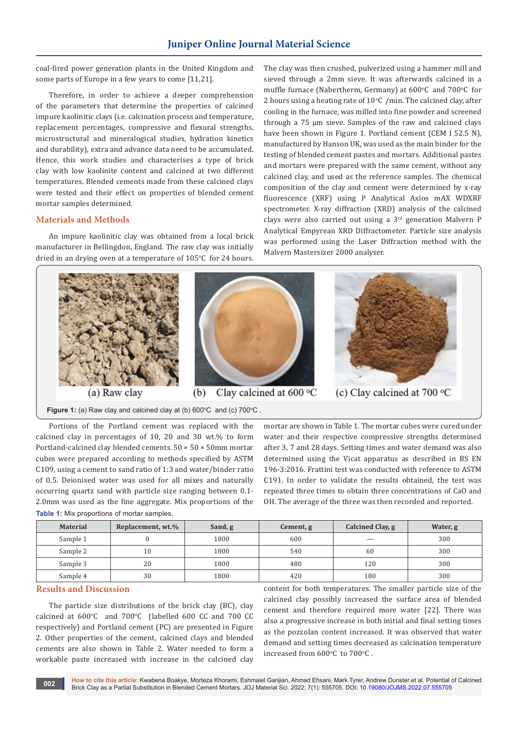coal-fired power generation plants in the United Kingdom and some parts of Europe in a few years to come [11,21].

Therefore, in order to achieve a deeper comprehension of the parameters that determine the properties of calcined impure kaolinitic clays (i.e. calcination process and temperature, replacement percentages, compressive and flexural strengths, microstructural and mineralogical studies, hydration kinetics and durability), extra and advance data need to be accumulated. Hence, this work studies and characterises a type of brick clay with low kaolinite content and calcined at two different temperatures. Blended cements made from these calcined clays were tested and their effect on properties of blended cement mortar samples determined.

## Materials and Methods

An impure kaolinitic clay was obtained from a local brick manufacturer in Bellingdon, England. The raw clay was initially dried in an drying oven at a temperature of 105°C for 24 hours. The clay was then crushed, pulverized using a hammer mill and sieved through a 2mm sieve. It was afterwards calcined in a muffle furnace (Nabertherm, Germany) at 600°C and 700°C for 2 hours using a heating rate of 10°C /min. The calcined clay, after cooling in the furnace, was milled into fine powder and screened through a 75 µm sieve. Samples of the raw and calcined clays have been shown in Figure 1. Portland cement (CEM I 52.5 N), manufactured by Hanson UK, was used as the main binder for the testing of blended cement pastes and mortars. Additional pastes and mortars were prepared with the same cement, without any calcined clay, and used as the reference samples. The chemical composition of the clay and cement were determined by x-ray fluorescence (XRF) using P Analytical Axios mAX WDXRF spectrometer. X-ray diffraction (XRD) analysis of the calcined clays were also carried out using a 3rd generation Malvern P Analytical Empyrean XRD Diffractometer. Particle size analysis was performed using the Laser Diffraction method with the Malvern Mastersizer 2000 analyser.

(a) Raw clay (b) Clay calcined at 600 °C (c) Clay calcined at 700 °C

**Figure 1:** (a) Raw clay and calcined clay at (b) 600°C and (c) 700°C .

Portions of the Portland cement was replaced with the calcined clay in percentages of 10, 20 and 30 wt.% to form Portland-calcined clay blended cements. 50 × 50 × 50mm mortar cubes were prepared according to methods specified by ASTM C109, using a cement to sand ratio of 1:3 and water/binder ratio of 0.5. Deionised water was used for all mixes and naturally occurring quartz sand with particle size ranging between 0.1-2.0mm was used as the fine aggregate. Mix proportions of the mortar are shown in Table 1. The mortar cubes were cured under water and their respective compressive strengths determined after 3, 7 and 28 days. Setting times and water demand was also determined using the Vicat apparatus as described in BS EN 196-3:2016. Frattini test was conducted with reference to ASTM C191. In order to validate the results obtained, the test was repeated three times to obtain three concentrations of CaO and OH. The average of the three was then recorded and reported.

**Table 1:** Mix proportions of mortar samples.

| Material | Replacement, wt.% | Sand, g | Cement, g | Calcined Clay, g | Water, g |
|---|---|---|---|---|---|
| Sample 1 | 0 | 1800 | 600 | — | 300 |
| Sample 2 | 10 | 1800 | 540 | 60 | 300 |
| Sample 3 | 20 | 1800 | 480 | 120 | 300 |
| Sample 4 | 30 | 1800 | 420 | 180 | 300 |

## Results and Discussion

The particle size distributions of the brick clay (BC), clay calcined at 600°C and 700°C (labelled 600 CC and 700 CC respectively) and Portland cement (PC) are presented in Figure 2. Other properties of the cement, calcined clays and blended cements are also shown in Table 2. Water needed to form a workable paste increased with increase in the calcined clay content for both temperatures. The smaller particle size of the calcined clay possibly increased the surface area of blended cement and therefore required more water [22]. There was also a progressive increase in both initial and final setting times as the pozzolan content increased. It was observed that water demand and setting times decreased as calcination temperature increased from 600°C to 700°C .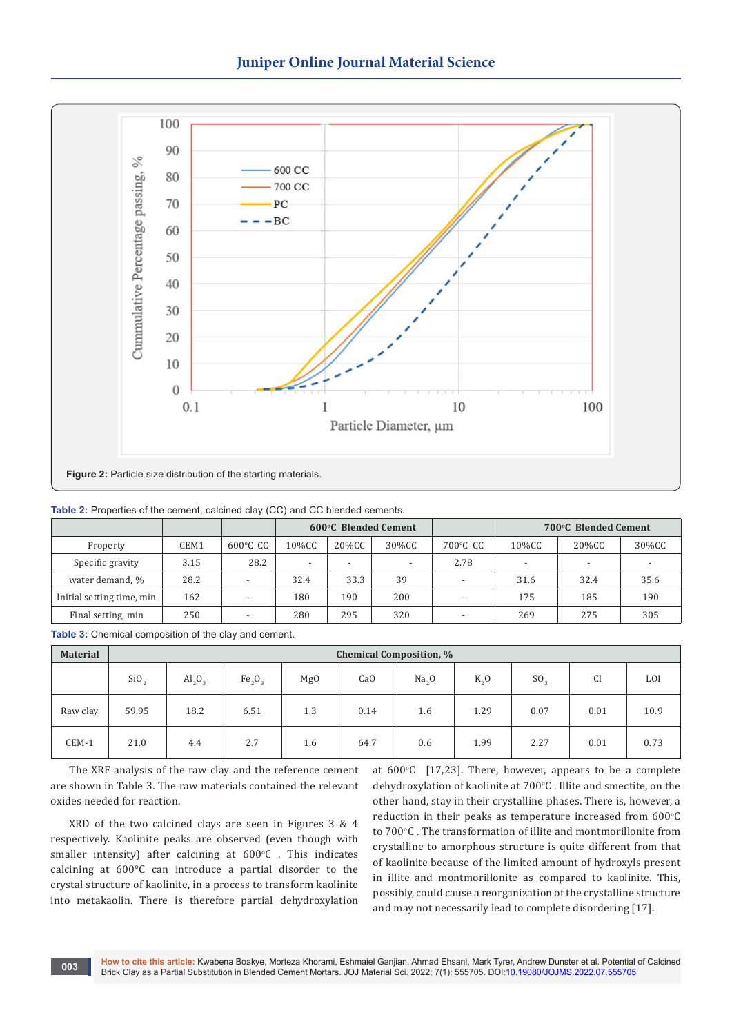Figure 2: Particle size distribution of the starting materials.

Table 2: Properties of the cement, calcined clay (CC) and CC blended cements.

| Property | CEM1 | 600°C CC | 600°C Blended Cement | | | 700°C CC | 700°C Blended Cement | | |
|---|---|---|---|---|---|---|---|---|---|
| | | | 10%CC | 20%CC | 30%CC | | 10%CC | 20%CC | 30%CC |
| Specific gravity | 3.15 | 28.2 | - | - | - | 2.78 | - | - | - |
| water demand, % | 28.2 | - | 32.4 | 33.3 | 39 | - | 31.6 | 32.4 | 35.6 |
| Initial setting time, min | 162 | - | 180 | 190 | 200 | - | 175 | 185 | 190 |
| Final setting, min | 250 | - | 280 | 295 | 320 | - | 269 | 275 | 305 |

Table 3: Chemical composition of the clay and cement.

| Material | Chemical Composition, % | | | | | | | | | |
|---|---|---|---|---|---|---|---|---|---|---|
| | $SiO_2$ | $Al_2O_3$ | $Fe_2O_3$ | MgO | CaO | $Na_2O$ | $K_2O$ | $SO_3$ | Cl | LOI |
| Raw clay | 59.95 | 18.2 | 6.51 | 1.3 | 0.14 | 1.6 | 1.29 | 0.07 | 0.01 | 10.9 |
| CEM-1 | 21.0 | 4.4 | 2.7 | 1.6 | 64.7 | 0.6 | 1.99 | 2.27 | 0.01 | 0.73 |

The XRF analysis of the raw clay and the reference cement are shown in Table 3. The raw materials contained the relevant oxides needed for reaction.

XRD of the two calcined clays are seen in Figures 3 & 4 respectively. Kaolinite peaks are observed (even though with smaller intensity) after calcining at 600°C . This indicates calcining at 600°C can introduce a partial disorder to the crystal structure of kaolinite, in a process to transform kaolinite into metakaolin. There is therefore partial dehydroxylation at 600°C [17,23]. There, however, appears to be a complete dehydroxylation of kaolinite at 700°C . Illite and smectite, on the other hand, stay in their crystalline phases. There is, however, a reduction in their peaks as temperature increased from 600°C to 700°C . The transformation of illite and montmorillonite from crystalline to amorphous structure is quite different from that of kaolinite because of the limited amount of hydroxyls present in illite and montmorillonite as compared to kaolinite. This, possibly, could cause a reorganization of the crystalline structure and may not necessarily lead to complete disordering [17].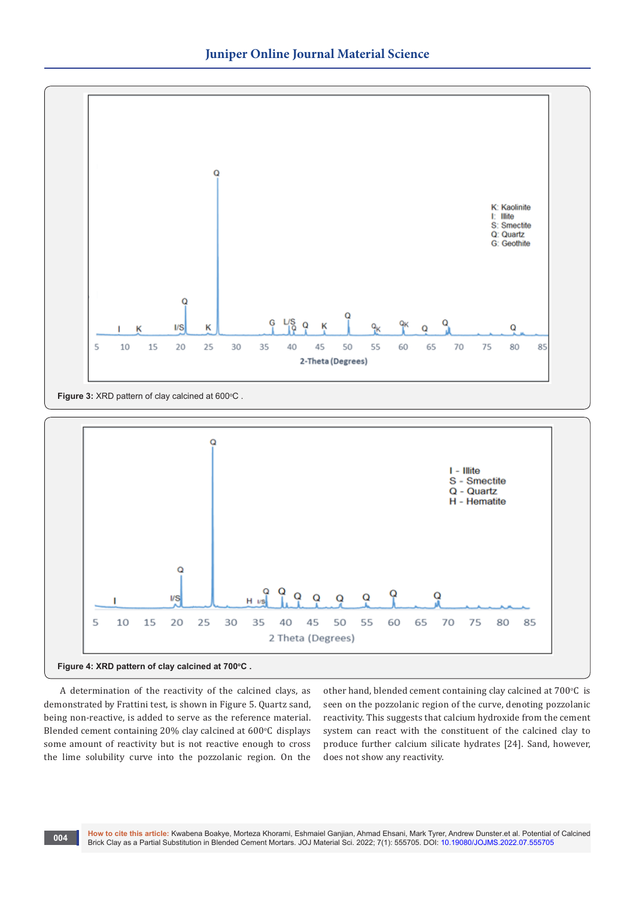Figure 3: XRD pattern of clay calcined at 600°C .

Figure 4: XRD pattern of clay calcined at 700°C .

A determination of the reactivity of the calcined clays, as demonstrated by Frattini test, is shown in Figure 5. Quartz sand, being non-reactive, is added to serve as the reference material. Blended cement containing 20% clay calcined at 600°C displays some amount of reactivity but is not reactive enough to cross the lime solubility curve into the pozzolanic region. On the other hand, blended cement containing clay calcined at 700°C is seen on the pozzolanic region of the curve, denoting pozzolanic reactivity. This suggests that calcium hydroxide from the cement system can react with the constituent of the calcined clay to produce further calcium silicate hydrates [24]. Sand, however, does not show any reactivity.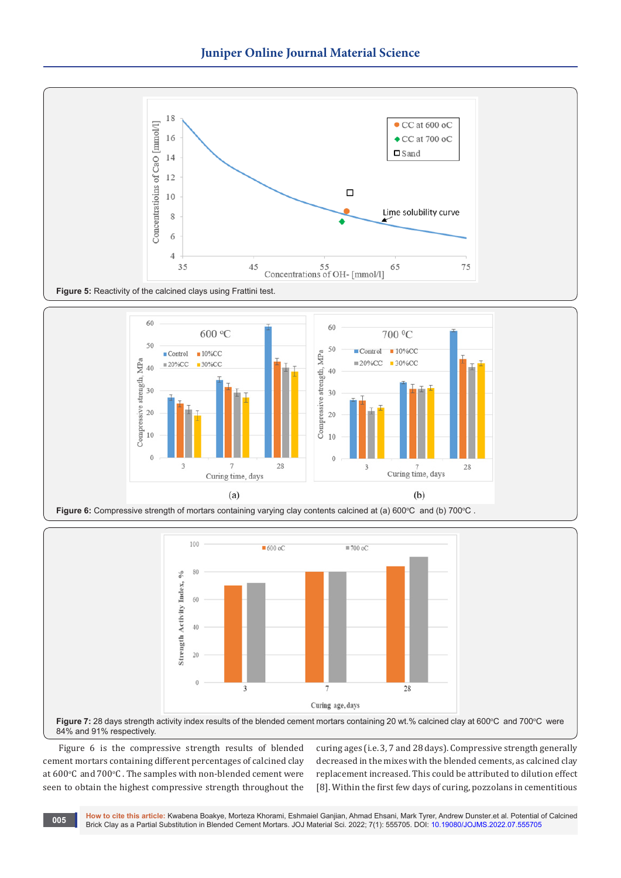Figure 5: Reactivity of the calcined clays using Frattini test.

Figure 6: Compressive strength of mortars containing varying clay contents calcined at (a) 600°C and (b) 700°C .

Figure 7: 28 days strength activity index results of the blended cement mortars containing 20 wt.% calcined clay at 600°C and 700°C were 84% and 91% respectively.

Figure 6 is the compressive strength results of blended cement mortars containing different percentages of calcined clay at 600°C and 700°C. The samples with non-blended cement were seen to obtain the highest compressive strength throughout the curing ages (i.e. 3, 7 and 28 days). Compressive strength generally decreased in the mixes with the blended cements, as calcined clay replacement increased. This could be attributed to dilution effect [8]. Within the first few days of curing, pozzolans in cementitious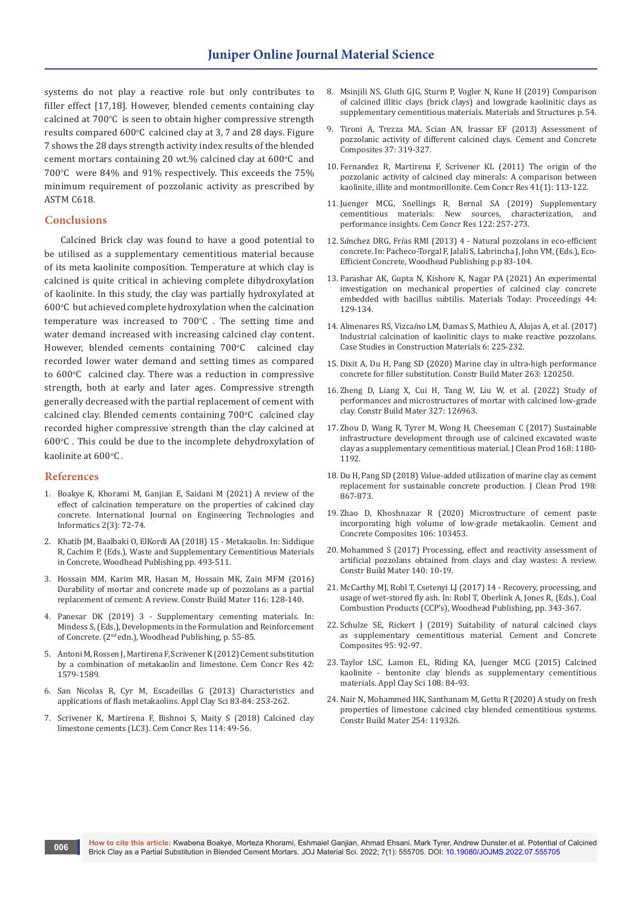systems do not play a reactive role but only contributes to filler effect [17,18]. However, blended cements containing clay calcined at 700°C is seen to obtain higher compressive strength results compared 600°C calcined clay at 3, 7 and 28 days. Figure 7 shows the 28 days strength activity index results of the blended cement mortars containing 20 wt.% calcined clay at 600°C and 700°C were 84% and 91% respectively. This exceeds the 75% minimum requirement of pozzolanic activity as prescribed by ASTM C618.

## Conclusions

Calcined Brick clay was found to have a good potential to be utilised as a supplementary cementitious material because of its meta kaolinite composition. Temperature at which clay is calcined is quite critical in achieving complete dihydroxylation of kaolinite. In this study, the clay was partially hydroxylated at 600°C but achieved complete hydroxylation when the calcination temperature was increased to 700°C . The setting time and water demand increased with increasing calcined clay content. However, blended cements containing 700°C calcined clay recorded lower water demand and setting times as compared to 600°C calcined clay. There was a reduction in compressive strength, both at early and later ages. Compressive strength generally decreased with the partial replacement of cement with calcined clay. Blended cements containing 700°C calcined clay recorded higher compressive strength than the clay calcined at 600°C . This could be due to the incomplete dehydroxylation of kaolinite at 600°C .

## References

1. Boakye K, Khorami M, Ganjian E, Saidani M (2021) A review of the effect of calcination temperature on the properties of calcined clay concrete. International Journal on Engineering Technologies and Informatics 2(3): 72-74.
2. Khatib JM, Baalbaki O, ElKordi AA (2018) 15 - Metakaolin. In: Siddique R, Cachim P, (Eds.), Waste and Supplementary Cementitious Materials in Concrete, Woodhead Publishing pp. 493-511.
3. Hossain MM, Karim MR, Hasan M, Hossain MK, Zain MFM (2016) Durability of mortar and concrete made up of pozzolans as a partial replacement of cement: A review. Constr Build Mater 116: 128-140.
4. Panesar DK (2019) 3 - Supplementary cementing materials. In: Mindess S, (Eds.), Developments in the Formulation and Reinforcement of Concrete. (2nd edn.), Woodhead Publishing, p. 55-85.
5. Antoni M, Rossen J, Martirena F, Scrivener K (2012) Cement substitution by a combination of metakaolin and limestone. Cem Concr Res 42: 1579-1589.
6. San Nicolas R, Cyr M, Escadeillas G (2013) Characteristics and applications of flash metakaolins. Appl Clay Sci 83-84: 253-262.
7. Scrivener K, Martirena F, Bishnoi S, Maity S (2018) Calcined clay limestone cements (LC3). Cem Concr Res 114: 49-56.
8. Msinjili NS, Gluth GJG, Sturm P, Vogler N, Kune H (2019) Comparison of calcined illitic clays (brick clays) and lowgrade kaolinitic clays as supplementary cementitious materials. Materials and Structures p. 54.
9. Tironi A, Trezza MA, Scian AN, Irassar EF (2013) Assessment of pozzolanic activity of different calcined clays. Cement and Concrete Composites 37: 319-327.
10. Fernandez R, Martirena F, Scrivener KL (2011) The origin of the pozzolanic activity of calcined clay minerals: A comparison between kaolinite, illite and montmorillonite. Cem Concr Res 41(1): 113-122.
11. Juenger MCG, Snellings R, Bernal SA (2019) Supplementary cementitious materials: New sources, characterization, and performance insights. Cem Concr Res 122: 257-273.
12. Sánchez DRG, Frías RMI (2013) 4 - Natural pozzolans in eco-efficient concrete. In: Pacheco-Torgal F, Jalali S, Labrincha J, John VM, (Eds.), Eco-Efficient Concrete, Woodhead Publishing p.p 83-104.
13. Parashar AK, Gupta N, Kishore K, Nagar PA (2021) An experimental investigation on mechanical properties of calcined clay concrete embedded with bacillus subtilis. Materials Today: Proceedings 44: 129-134.
14. Almenares RS, Vizcaíno LM, Damas S, Mathieu A, Alujas A, et al. (2017) Industrial calcination of kaolinitic clays to make reactive pozzolans. Case Studies in Construction Materials 6: 225-232.
15. Dixit A, Du H, Pang SD (2020) Marine clay in ultra-high performance concrete for filler substitution. Constr Build Mater 263: 120250.
16. Zheng D, Liang X, Cui H, Tang W, Liu W, et al. (2022) Study of performances and microstructures of mortar with calcined low-grade clay. Constr Build Mater 327: 126963.
17. Zhou D, Wang R, Tyrer M, Wong H, Cheeseman C (2017) Sustainable infrastructure development through use of calcined excavated waste clay as a supplementary cementitious material. J Clean Prod 168: 1180-1192.
18. Du H, Pang SD (2018) Value-added utilization of marine clay as cement replacement for sustainable concrete production. J Clean Prod 198: 867-873.
19. Zhao D, Khoshnazar R (2020) Microstructure of cement paste incorporating high volume of low-grade metakaolin. Cement and Concrete Composites 106: 103453.
20. Mohammed S (2017) Processing, effect and reactivity assessment of artificial pozzolans obtained from clays and clay wastes: A review. Constr Build Mater 140: 10-19.
21. McCarthy MJ, Robl T, Csetenyi LJ (2017) 14 - Recovery, processing, and usage of wet-stored fly ash. In: Robl T, Oberlink A, Jones R, (Eds.), Coal Combustion Products (CCP's), Woodhead Publishing, pp. 343-367.
22. Schulze SE, Rickert J (2019) Suitability of natural calcined clays as supplementary cementitious material. Cement and Concrete Composites 95: 92-97.
23. Taylor LSC, Lamon EL, Riding KA, Juenger MCG (2015) Calcined kaolinite - bentonite clay blends as supplementary cementitious materials. Appl Clay Sci 108: 84-93.
24. Nair N, Mohammed HK, Santhanam M, Gettu R (2020) A study on fresh properties of limestone calcined clay blended cementitious systems. Constr Build Mater 254: 119326.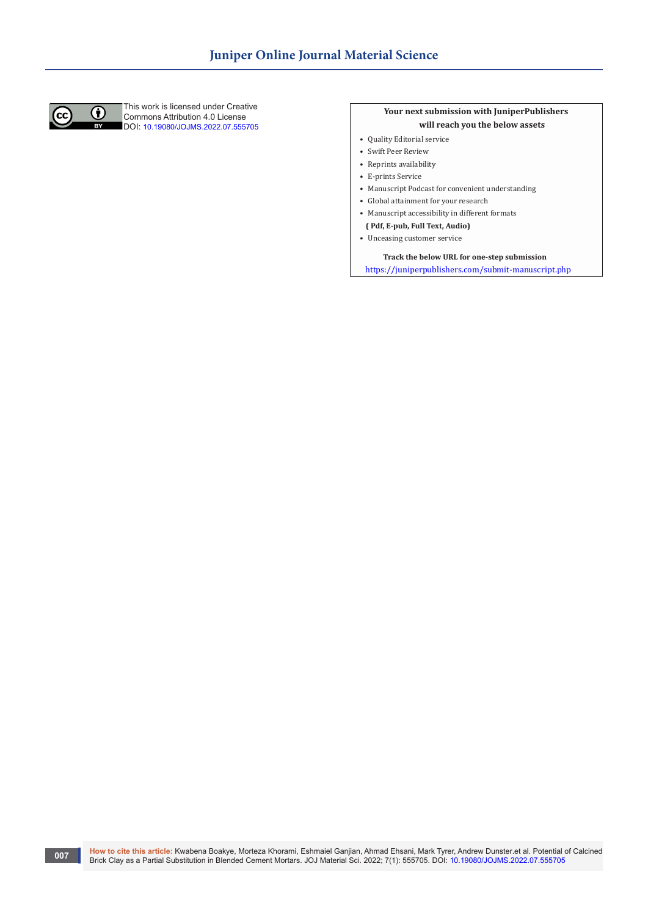This work is licensed under Creative Commons Attribution 4.0 License
DOI: 10.19080/JOJMS.2022.07.555705

**Your next submission with JuniperPublishers will reach you the below assets**

- Quality Editorial service
- Swift Peer Review
- Reprints availability
- E-prints Service
- Manuscript Podcast for convenient understanding
- Global attainment for your research
- Manuscript accessibility in different formats

**( Pdf, E-pub, Full Text, Audio)**

- Unceasing customer service

**Track the below URL for one-step submission**
https://juniperpublishers.com/submit-manuscript.php

**How to cite this article:** Kwabena Boakye, Morteza Khorami, Eshmaiel Ganjian, Ahmad Ehsani, Mark Tyrer, Andrew Dunster.et al. Potential of Calcined Brick Clay as a Partial Substitution in Blended Cement Mortars. JOJ Material Sci. 2022; 7(1): 555705. DOI: 10.19080/JOJMS.2022.07.555705